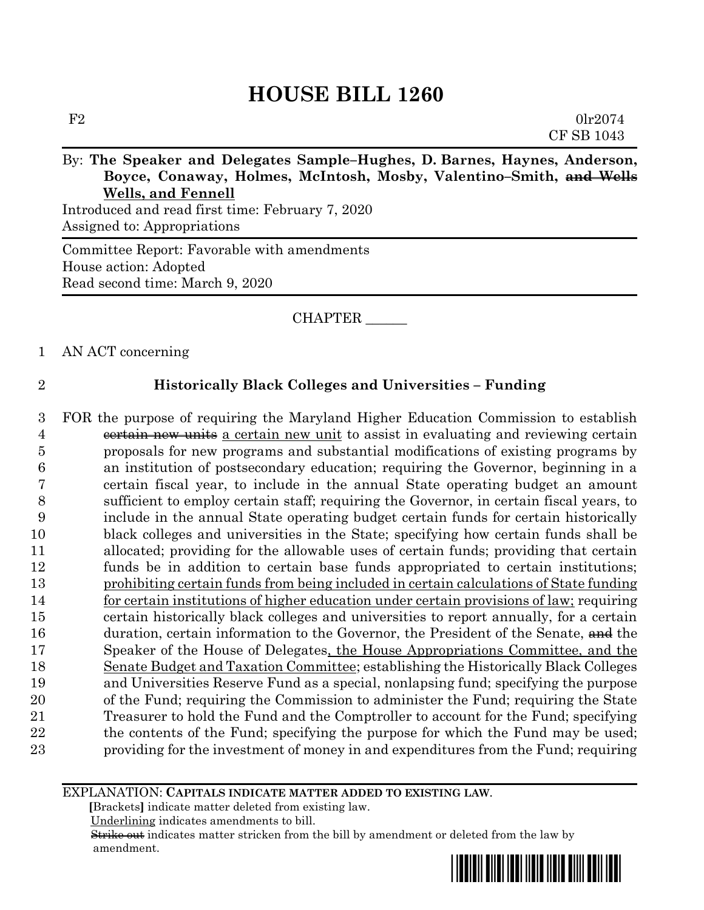# HOUSE BILL 1260

F2 0lr2074
CF SB 1043

By: **The Speaker and Delegates Sample–Hughes, D. Barnes, Haynes, Anderson, Boyce, Conaway, Holmes, McIntosh, Mosby, Valentino–Smith, ~~and Wells~~ Wells, and Fennell**

Introduced and read first time: February 7, 2020
Assigned to: Appropriations

Committee Report: Favorable with amendments
House action: Adopted
Read second time: March 9, 2020

CHAPTER ______

1 AN ACT concerning

2 **Historically Black Colleges and Universities – Funding**

3 FOR the purpose of requiring the Maryland Higher Education Commission to establish
4 ~~certain new units~~ a certain new unit to assist in evaluating and reviewing certain
5 proposals for new programs and substantial modifications of existing programs by
6 an institution of postsecondary education; requiring the Governor, beginning in a
7 certain fiscal year, to include in the annual State operating budget an amount
8 sufficient to employ certain staff; requiring the Governor, in certain fiscal years, to
9 include in the annual State operating budget certain funds for certain historically
10 black colleges and universities in the State; specifying how certain funds shall be
11 allocated; providing for the allowable uses of certain funds; providing that certain
12 funds be in addition to certain base funds appropriated to certain institutions;
13 prohibiting certain funds from being included in certain calculations of State funding
14 for certain institutions of higher education under certain provisions of law; requiring
15 certain historically black colleges and universities to report annually, for a certain
16 duration, certain information to the Governor, the President of the Senate, ~~and~~ the
17 Speaker of the House of Delegates, the House Appropriations Committee, and the
18 Senate Budget and Taxation Committee; establishing the Historically Black Colleges
19 and Universities Reserve Fund as a special, nonlapsing fund; specifying the purpose
20 of the Fund; requiring the Commission to administer the Fund; requiring the State
21 Treasurer to hold the Fund and the Comptroller to account for the Fund; specifying
22 the contents of the Fund; specifying the purpose for which the Fund may be used;
23 providing for the investment of money in and expenditures from the Fund; requiring

EXPLANATION: **CAPITALS INDICATE MATTER ADDED TO EXISTING LAW.**
**[**Brackets**]** indicate matter deleted from existing law.
Underlining indicates amendments to bill.
~~Strike out~~ indicates matter stricken from the bill by amendment or deleted from the law by amendment.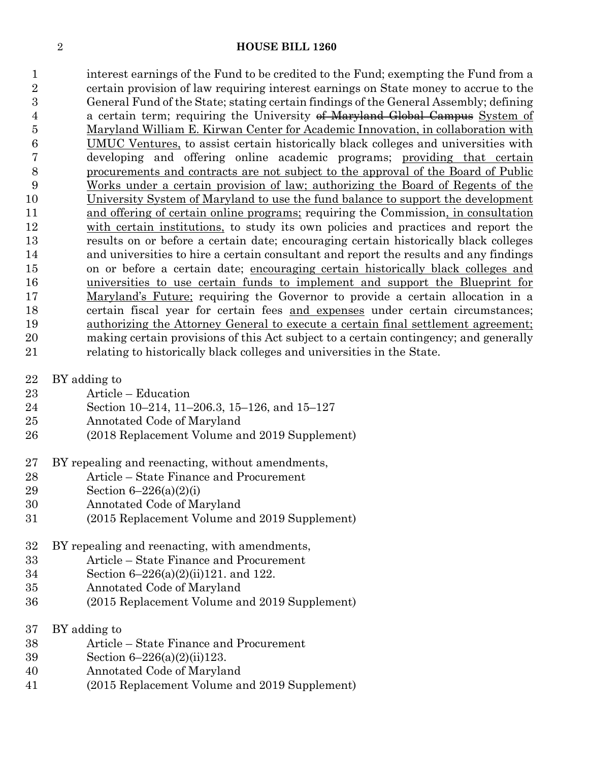interest earnings of the Fund to be credited to the Fund; exempting the Fund from a certain provision of law requiring interest earnings on State money to accrue to the General Fund of the State; stating certain findings of the General Assembly; defining a certain term; requiring the University ~~of Maryland Global Campus~~ System of Maryland William E. Kirwan Center for Academic Innovation, in collaboration with UMUC Ventures, to assist certain historically black colleges and universities with developing and offering online academic programs; providing that certain procurements and contracts are not subject to the approval of the Board of Public Works under a certain provision of law; authorizing the Board of Regents of the University System of Maryland to use the fund balance to support the development and offering of certain online programs; requiring the Commission, in consultation with certain institutions, to study its own policies and practices and report the results on or before a certain date; encouraging certain historically black colleges and universities to hire a certain consultant and report the results and any findings on or before a certain date; encouraging certain historically black colleges and universities to use certain funds to implement and support the Blueprint for Maryland's Future; requiring the Governor to provide a certain allocation in a certain fiscal year for certain fees and expenses under certain circumstances; authorizing the Attorney General to execute a certain final settlement agreement; making certain provisions of this Act subject to a certain contingency; and generally relating to historically black colleges and universities in the State.

BY adding to
Article – Education
Section 10–214, 11–206.3, 15–126, and 15–127
Annotated Code of Maryland
(2018 Replacement Volume and 2019 Supplement)

BY repealing and reenacting, without amendments,
Article – State Finance and Procurement
Section 6–226(a)(2)(i)
Annotated Code of Maryland
(2015 Replacement Volume and 2019 Supplement)

BY repealing and reenacting, with amendments,
Article – State Finance and Procurement
Section 6–226(a)(2)(ii)121. and 122.
Annotated Code of Maryland
(2015 Replacement Volume and 2019 Supplement)

BY adding to
Article – State Finance and Procurement
Section 6–226(a)(2)(ii)123.
Annotated Code of Maryland
(2015 Replacement Volume and 2019 Supplement)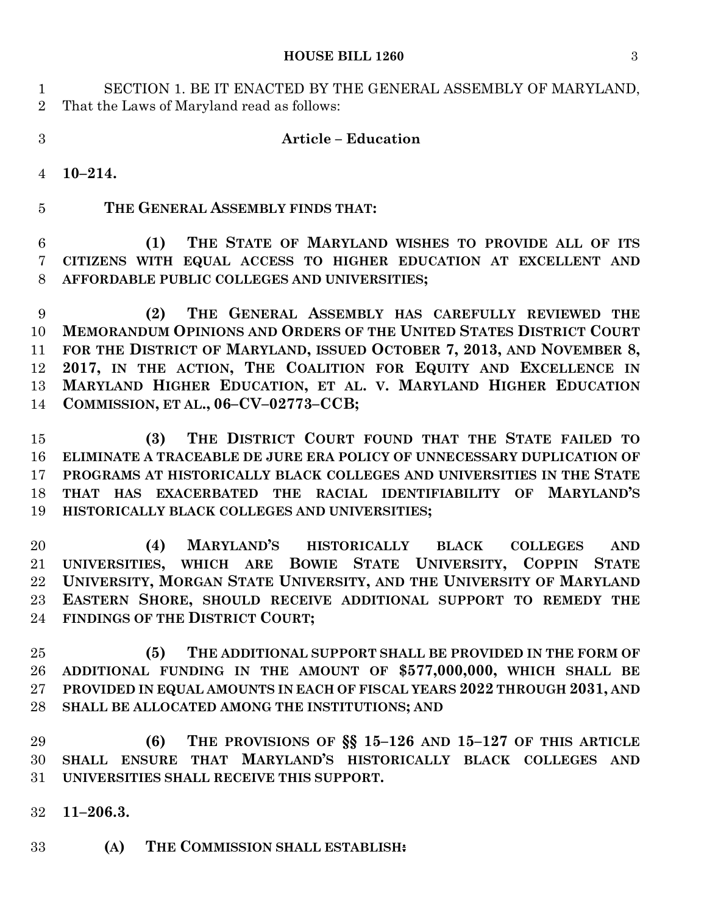SECTION 1. BE IT ENACTED BY THE GENERAL ASSEMBLY OF MARYLAND, That the Laws of Maryland read as follows:

**Article – Education**

**10–214.**

**THE GENERAL ASSEMBLY FINDS THAT:**

**(1) THE STATE OF MARYLAND WISHES TO PROVIDE ALL OF ITS CITIZENS WITH EQUAL ACCESS TO HIGHER EDUCATION AT EXCELLENT AND AFFORDABLE PUBLIC COLLEGES AND UNIVERSITIES;**

**(2) THE GENERAL ASSEMBLY HAS CAREFULLY REVIEWED THE MEMORANDUM OPINIONS AND ORDERS OF THE UNITED STATES DISTRICT COURT FOR THE DISTRICT OF MARYLAND, ISSUED OCTOBER 7, 2013, AND NOVEMBER 8, 2017, IN THE ACTION, THE COALITION FOR EQUITY AND EXCELLENCE IN MARYLAND HIGHER EDUCATION, ET AL. V. MARYLAND HIGHER EDUCATION COMMISSION, ET AL., 06–CV–02773–CCB;**

**(3) THE DISTRICT COURT FOUND THAT THE STATE FAILED TO ELIMINATE A TRACEABLE DE JURE ERA POLICY OF UNNECESSARY DUPLICATION OF PROGRAMS AT HISTORICALLY BLACK COLLEGES AND UNIVERSITIES IN THE STATE THAT HAS EXACERBATED THE RACIAL IDENTIFIABILITY OF MARYLAND'S HISTORICALLY BLACK COLLEGES AND UNIVERSITIES;**

**(4) MARYLAND'S HISTORICALLY BLACK COLLEGES AND UNIVERSITIES, WHICH ARE BOWIE STATE UNIVERSITY, COPPIN STATE UNIVERSITY, MORGAN STATE UNIVERSITY, AND THE UNIVERSITY OF MARYLAND EASTERN SHORE, SHOULD RECEIVE ADDITIONAL SUPPORT TO REMEDY THE FINDINGS OF THE DISTRICT COURT;**

**(5) THE ADDITIONAL SUPPORT SHALL BE PROVIDED IN THE FORM OF ADDITIONAL FUNDING IN THE AMOUNT OF $577,000,000, WHICH SHALL BE PROVIDED IN EQUAL AMOUNTS IN EACH OF FISCAL YEARS 2022 THROUGH 2031, AND SHALL BE ALLOCATED AMONG THE INSTITUTIONS; AND**

**(6) THE PROVISIONS OF §§ 15–126 AND 15–127 OF THIS ARTICLE SHALL ENSURE THAT MARYLAND'S HISTORICALLY BLACK COLLEGES AND UNIVERSITIES SHALL RECEIVE THIS SUPPORT.**

**11–206.3.**

**(A) THE COMMISSION SHALL ESTABLISH:**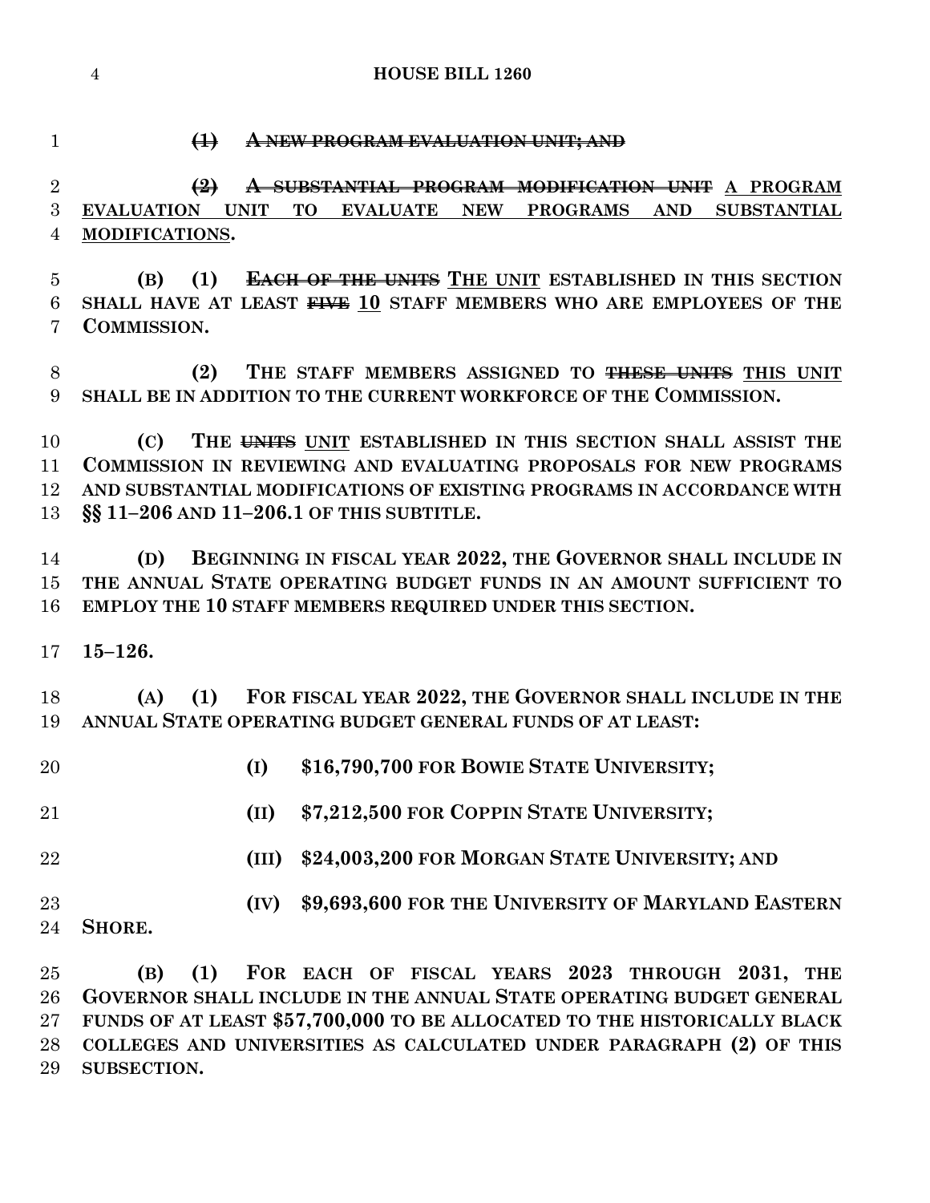~~**(1) A NEW PROGRAM EVALUATION UNIT; AND**~~

~~**(2) A SUBSTANTIAL PROGRAM MODIFICATION UNIT**~~ <u>**A PROGRAM EVALUATION UNIT TO EVALUATE NEW PROGRAMS AND SUBSTANTIAL MODIFICATIONS**</u>**.**

**(B) (1)** ~~**EACH OF THE UNITS**~~ <u>**THE UNIT**</u> **ESTABLISHED IN THIS SECTION SHALL HAVE AT LEAST** ~~**FIVE**~~ <u>**10**</u> **STAFF MEMBERS WHO ARE EMPLOYEES OF THE COMMISSION.**

**(2) THE STAFF MEMBERS ASSIGNED TO** ~~**THESE UNITS**~~ <u>**THIS UNIT**</u> **SHALL BE IN ADDITION TO THE CURRENT WORKFORCE OF THE COMMISSION.**

**(C) THE** ~~**UNITS**~~ <u>**UNIT**</u> **ESTABLISHED IN THIS SECTION SHALL ASSIST THE COMMISSION IN REVIEWING AND EVALUATING PROPOSALS FOR NEW PROGRAMS AND SUBSTANTIAL MODIFICATIONS OF EXISTING PROGRAMS IN ACCORDANCE WITH §§ 11–206 AND 11–206.1 OF THIS SUBTITLE.**

**(D) BEGINNING IN FISCAL YEAR 2022, THE GOVERNOR SHALL INCLUDE IN THE ANNUAL STATE OPERATING BUDGET FUNDS IN AN AMOUNT SUFFICIENT TO EMPLOY THE 10 STAFF MEMBERS REQUIRED UNDER THIS SECTION.**

**15–126.**

**(A) (1) FOR FISCAL YEAR 2022, THE GOVERNOR SHALL INCLUDE IN THE ANNUAL STATE OPERATING BUDGET GENERAL FUNDS OF AT LEAST:**

**(I) $16,790,700 FOR BOWIE STATE UNIVERSITY;**

**(II) $7,212,500 FOR COPPIN STATE UNIVERSITY;**

**(III) $24,003,200 FOR MORGAN STATE UNIVERSITY; AND**

**(IV) $9,693,600 FOR THE UNIVERSITY OF MARYLAND EASTERN SHORE.**

**(B) (1) FOR EACH OF FISCAL YEARS 2023 THROUGH 2031, THE GOVERNOR SHALL INCLUDE IN THE ANNUAL STATE OPERATING BUDGET GENERAL FUNDS OF AT LEAST $57,700,000 TO BE ALLOCATED TO THE HISTORICALLY BLACK COLLEGES AND UNIVERSITIES AS CALCULATED UNDER PARAGRAPH (2) OF THIS SUBSECTION.**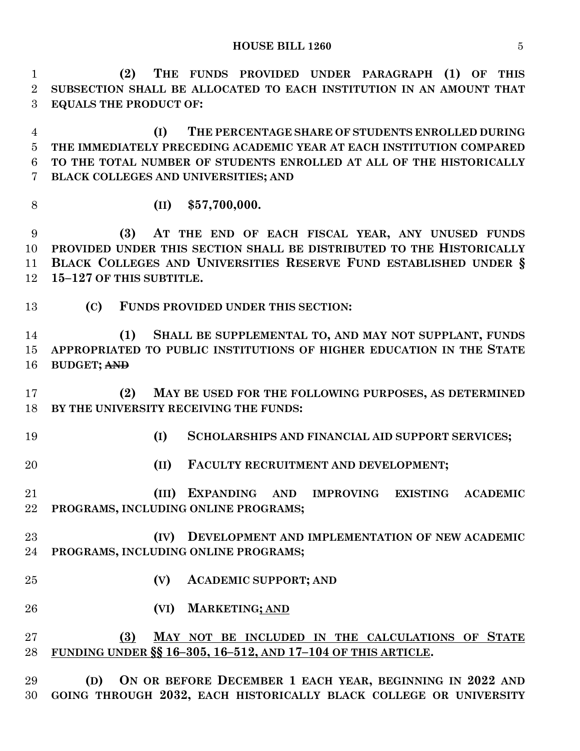**(2) THE FUNDS PROVIDED UNDER PARAGRAPH (1) OF THIS SUBSECTION SHALL BE ALLOCATED TO EACH INSTITUTION IN AN AMOUNT THAT EQUALS THE PRODUCT OF:**

**(I) THE PERCENTAGE SHARE OF STUDENTS ENROLLED DURING THE IMMEDIATELY PRECEDING ACADEMIC YEAR AT EACH INSTITUTION COMPARED TO THE TOTAL NUMBER OF STUDENTS ENROLLED AT ALL OF THE HISTORICALLY BLACK COLLEGES AND UNIVERSITIES; AND**

**(II) $57,700,000.**

**(3) AT THE END OF EACH FISCAL YEAR, ANY UNUSED FUNDS PROVIDED UNDER THIS SECTION SHALL BE DISTRIBUTED TO THE HISTORICALLY BLACK COLLEGES AND UNIVERSITIES RESERVE FUND ESTABLISHED UNDER § 15–127 OF THIS SUBTITLE.**

**(C) FUNDS PROVIDED UNDER THIS SECTION:**

**(1) SHALL BE SUPPLEMENTAL TO, AND MAY NOT SUPPLANT, FUNDS APPROPRIATED TO PUBLIC INSTITUTIONS OF HIGHER EDUCATION IN THE STATE BUDGET; ~~AND~~**

**(2) MAY BE USED FOR THE FOLLOWING PURPOSES, AS DETERMINED BY THE UNIVERSITY RECEIVING THE FUNDS:**

**(I) SCHOLARSHIPS AND FINANCIAL AID SUPPORT SERVICES;**

**(II) FACULTY RECRUITMENT AND DEVELOPMENT;**

**(III) EXPANDING AND IMPROVING EXISTING ACADEMIC PROGRAMS, INCLUDING ONLINE PROGRAMS;**

**(IV) DEVELOPMENT AND IMPLEMENTATION OF NEW ACADEMIC PROGRAMS, INCLUDING ONLINE PROGRAMS;**

**(V) ACADEMIC SUPPORT; AND**

**(VI) MARKETING; AND**

**(3) MAY NOT BE INCLUDED IN THE CALCULATIONS OF STATE FUNDING UNDER §§ 16–305, 16–512, AND 17–104 OF THIS ARTICLE.**

**(D) ON OR BEFORE DECEMBER 1 EACH YEAR, BEGINNING IN 2022 AND GOING THROUGH 2032, EACH HISTORICALLY BLACK COLLEGE OR UNIVERSITY**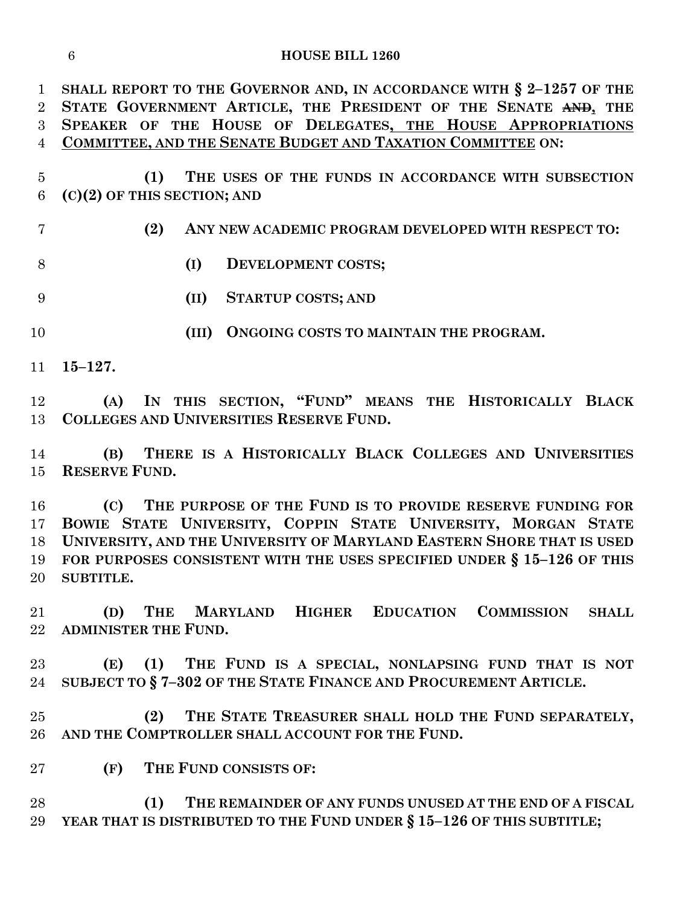**SHALL REPORT TO THE GOVERNOR AND, IN ACCORDANCE WITH § 2–1257 OF THE STATE GOVERNMENT ARTICLE, THE PRESIDENT OF THE SENATE ~~AND~~, THE SPEAKER OF THE HOUSE OF DELEGATES, THE HOUSE APPROPRIATIONS COMMITTEE, AND THE SENATE BUDGET AND TAXATION COMMITTEE ON:**

**(1) THE USES OF THE FUNDS IN ACCORDANCE WITH SUBSECTION (C)(2) OF THIS SECTION; AND**

**(2) ANY NEW ACADEMIC PROGRAM DEVELOPED WITH RESPECT TO:**

**(I) DEVELOPMENT COSTS;**

**(II) STARTUP COSTS; AND**

**(III) ONGOING COSTS TO MAINTAIN THE PROGRAM.**

**15–127.**

**(A) IN THIS SECTION, "FUND" MEANS THE HISTORICALLY BLACK COLLEGES AND UNIVERSITIES RESERVE FUND.**

**(B) THERE IS A HISTORICALLY BLACK COLLEGES AND UNIVERSITIES RESERVE FUND.**

**(C) THE PURPOSE OF THE FUND IS TO PROVIDE RESERVE FUNDING FOR BOWIE STATE UNIVERSITY, COPPIN STATE UNIVERSITY, MORGAN STATE UNIVERSITY, AND THE UNIVERSITY OF MARYLAND EASTERN SHORE THAT IS USED FOR PURPOSES CONSISTENT WITH THE USES SPECIFIED UNDER § 15–126 OF THIS SUBTITLE.**

**(D) THE MARYLAND HIGHER EDUCATION COMMISSION SHALL ADMINISTER THE FUND.**

**(E) (1) THE FUND IS A SPECIAL, NONLAPSING FUND THAT IS NOT SUBJECT TO § 7–302 OF THE STATE FINANCE AND PROCUREMENT ARTICLE.**

**(2) THE STATE TREASURER SHALL HOLD THE FUND SEPARATELY, AND THE COMPTROLLER SHALL ACCOUNT FOR THE FUND.**

**(F) THE FUND CONSISTS OF:**

**(1) THE REMAINDER OF ANY FUNDS UNUSED AT THE END OF A FISCAL YEAR THAT IS DISTRIBUTED TO THE FUND UNDER § 15–126 OF THIS SUBTITLE;**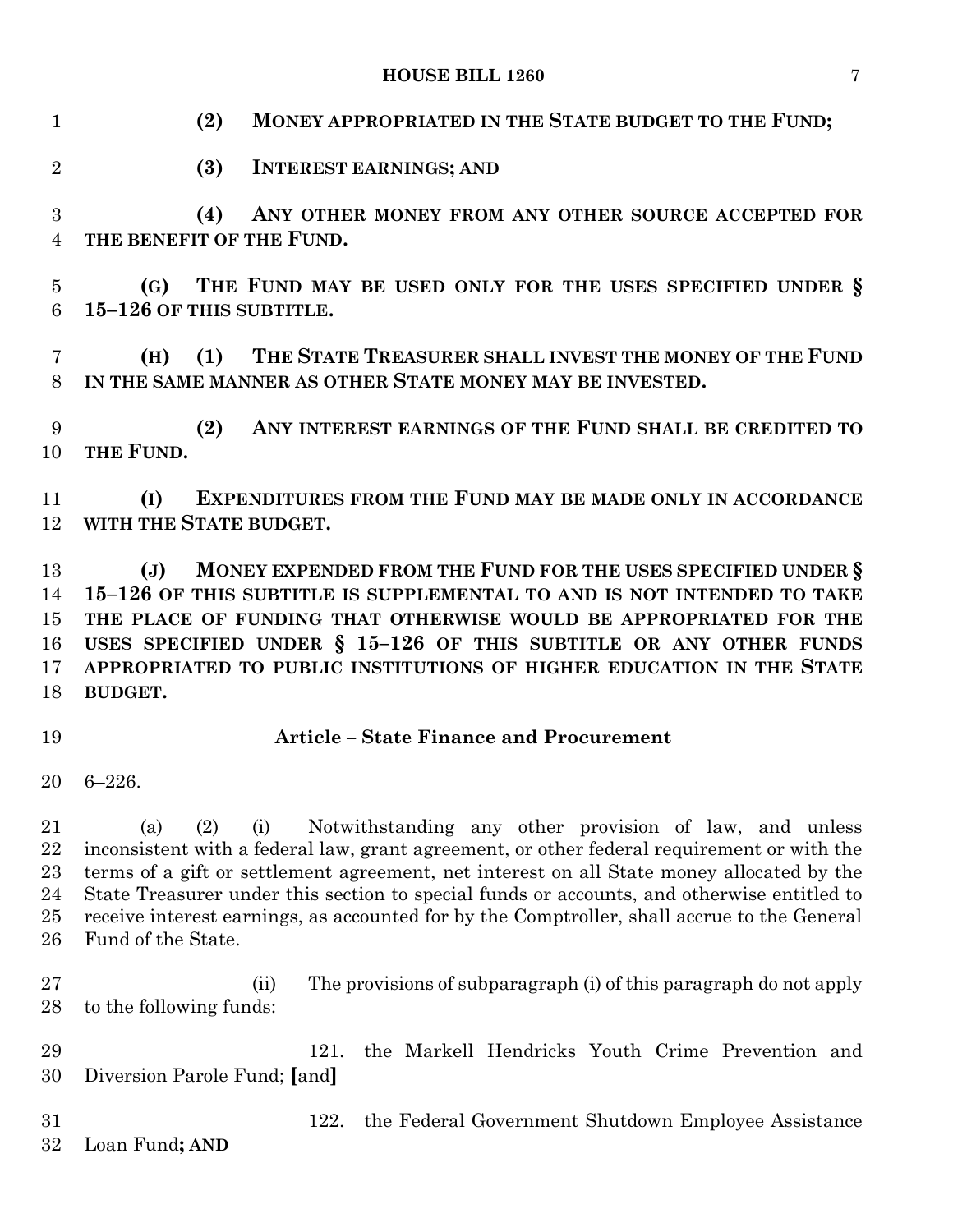**(2) MONEY APPROPRIATED IN THE STATE BUDGET TO THE FUND;**

**(3) INTEREST EARNINGS; AND**

**(4) ANY OTHER MONEY FROM ANY OTHER SOURCE ACCEPTED FOR THE BENEFIT OF THE FUND.**

**(G) THE FUND MAY BE USED ONLY FOR THE USES SPECIFIED UNDER § 15–126 OF THIS SUBTITLE.**

**(H) (1) THE STATE TREASURER SHALL INVEST THE MONEY OF THE FUND IN THE SAME MANNER AS OTHER STATE MONEY MAY BE INVESTED.**

**(2) ANY INTEREST EARNINGS OF THE FUND SHALL BE CREDITED TO THE FUND.**

**(I) EXPENDITURES FROM THE FUND MAY BE MADE ONLY IN ACCORDANCE WITH THE STATE BUDGET.**

**(J) MONEY EXPENDED FROM THE FUND FOR THE USES SPECIFIED UNDER § 15–126 OF THIS SUBTITLE IS SUPPLEMENTAL TO AND IS NOT INTENDED TO TAKE THE PLACE OF FUNDING THAT OTHERWISE WOULD BE APPROPRIATED FOR THE USES SPECIFIED UNDER § 15–126 OF THIS SUBTITLE OR ANY OTHER FUNDS APPROPRIATED TO PUBLIC INSTITUTIONS OF HIGHER EDUCATION IN THE STATE BUDGET.**

## Article – State Finance and Procurement

6–226.

(a) (2) (i) Notwithstanding any other provision of law, and unless inconsistent with a federal law, grant agreement, or other federal requirement or with the terms of a gift or settlement agreement, net interest on all State money allocated by the State Treasurer under this section to special funds or accounts, and otherwise entitled to receive interest earnings, as accounted for by the Comptroller, shall accrue to the General Fund of the State.

(ii) The provisions of subparagraph (i) of this paragraph do not apply to the following funds:

121. the Markell Hendricks Youth Crime Prevention and Diversion Parole Fund; [and]

122. the Federal Government Shutdown Employee Assistance Loan Fund**; AND**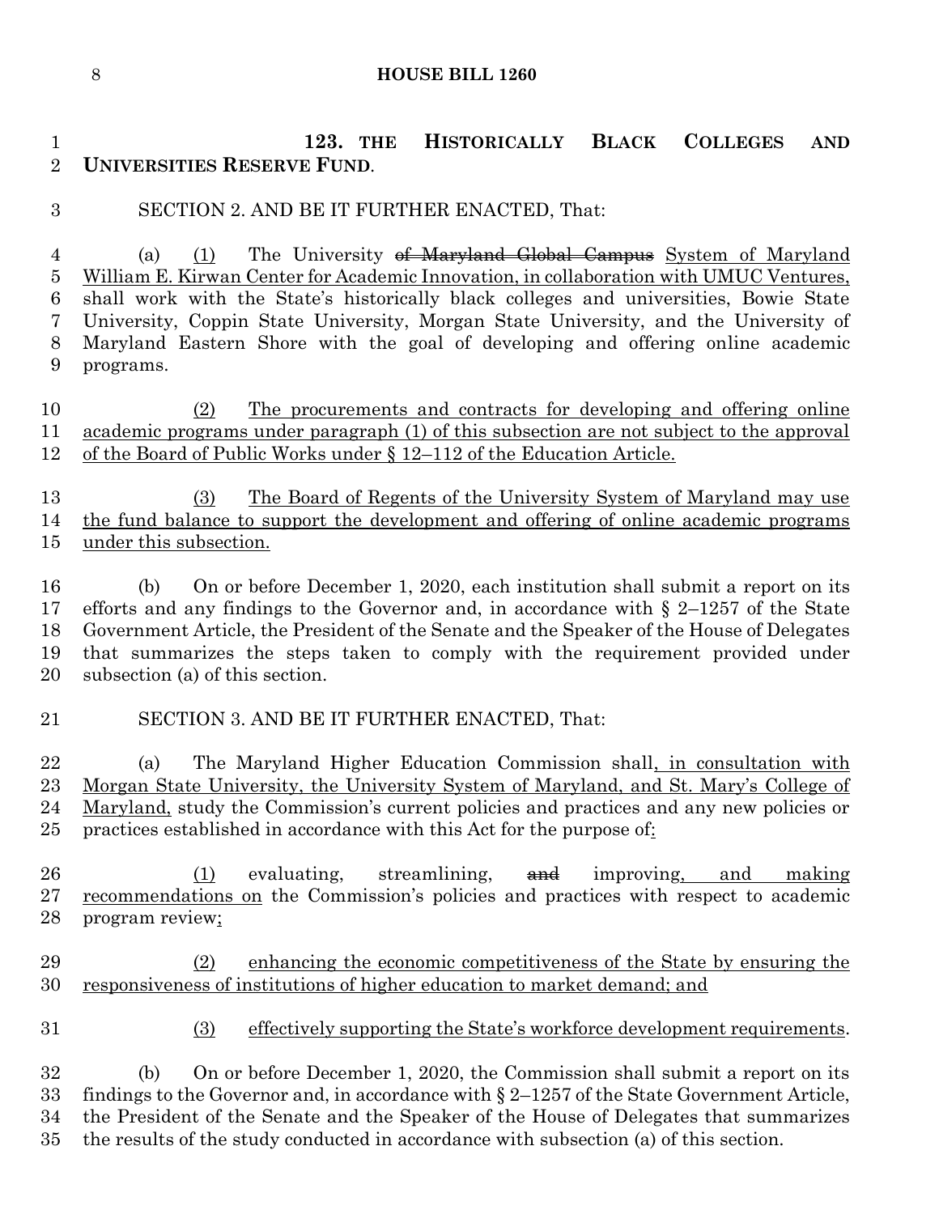**123. THE HISTORICALLY BLACK COLLEGES AND UNIVERSITIES RESERVE FUND.**

SECTION 2. AND BE IT FURTHER ENACTED, That:

(a) (1) The University ~~of Maryland Global Campus~~ System of Maryland William E. Kirwan Center for Academic Innovation, in collaboration with UMUC Ventures, shall work with the State's historically black colleges and universities, Bowie State University, Coppin State University, Morgan State University, and the University of Maryland Eastern Shore with the goal of developing and offering online academic programs.

(2) The procurements and contracts for developing and offering online academic programs under paragraph (1) of this subsection are not subject to the approval of the Board of Public Works under § 12–112 of the Education Article.

(3) The Board of Regents of the University System of Maryland may use the fund balance to support the development and offering of online academic programs under this subsection.

(b) On or before December 1, 2020, each institution shall submit a report on its efforts and any findings to the Governor and, in accordance with § 2–1257 of the State Government Article, the President of the Senate and the Speaker of the House of Delegates that summarizes the steps taken to comply with the requirement provided under subsection (a) of this section.

SECTION 3. AND BE IT FURTHER ENACTED, That:

(a) The Maryland Higher Education Commission shall, in consultation with Morgan State University, the University System of Maryland, and St. Mary's College of Maryland, study the Commission's current policies and practices and any new policies or practices established in accordance with this Act for the purpose of:

(1) evaluating, streamlining, ~~and~~ improving, and making recommendations on the Commission's policies and practices with respect to academic program review;

(2) enhancing the economic competitiveness of the State by ensuring the responsiveness of institutions of higher education to market demand; and

(3) effectively supporting the State's workforce development requirements.

(b) On or before December 1, 2020, the Commission shall submit a report on its findings to the Governor and, in accordance with § 2–1257 of the State Government Article, the President of the Senate and the Speaker of the House of Delegates that summarizes the results of the study conducted in accordance with subsection (a) of this section.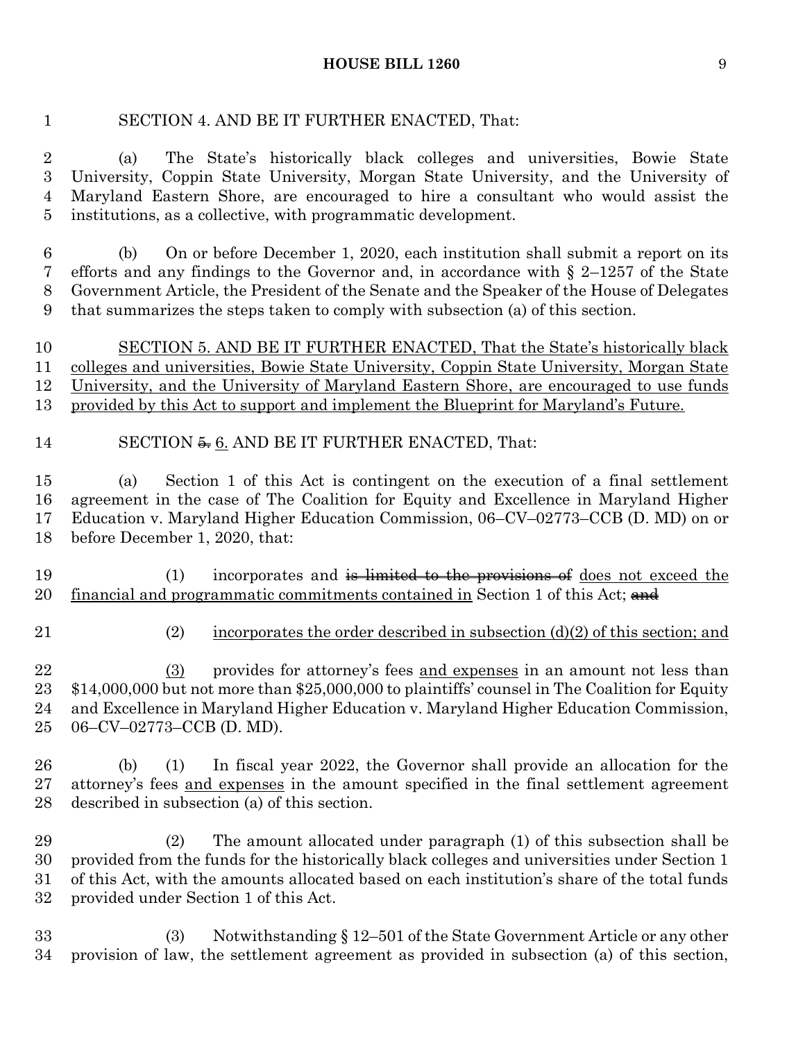SECTION 4. AND BE IT FURTHER ENACTED, That:

(a) The State's historically black colleges and universities, Bowie State University, Coppin State University, Morgan State University, and the University of Maryland Eastern Shore, are encouraged to hire a consultant who would assist the institutions, as a collective, with programmatic development.

(b) On or before December 1, 2020, each institution shall submit a report on its efforts and any findings to the Governor and, in accordance with § 2–1257 of the State Government Article, the President of the Senate and the Speaker of the House of Delegates that summarizes the steps taken to comply with subsection (a) of this section.

<u>SECTION 5. AND BE IT FURTHER ENACTED, That the State's historically black colleges and universities, Bowie State University, Coppin State University, Morgan State University, and the University of Maryland Eastern Shore, are encouraged to use funds provided by this Act to support and implement the Blueprint for Maryland's Future.</u>

SECTION ~~5.~~ <u>6.</u> AND BE IT FURTHER ENACTED, That:

(a) Section 1 of this Act is contingent on the execution of a final settlement agreement in the case of The Coalition for Equity and Excellence in Maryland Higher Education v. Maryland Higher Education Commission, 06–CV–02773–CCB (D. MD) on or before December 1, 2020, that:

(1) incorporates and ~~is limited to the provisions of~~ <u>does not exceed the financial and programmatic commitments contained in</u> Section 1 of this Act; ~~and~~

<u>(2) incorporates the order described in subsection (d)(2) of this section; and</u>

<u>(3)</u> provides for attorney's fees <u>and expenses</u> in an amount not less than $14,000,000 but not more than $25,000,000 to plaintiffs' counsel in The Coalition for Equity and Excellence in Maryland Higher Education v. Maryland Higher Education Commission, 06–CV–02773–CCB (D. MD).

(b) (1) In fiscal year 2022, the Governor shall provide an allocation for the attorney's fees <u>and expenses</u> in the amount specified in the final settlement agreement described in subsection (a) of this section.

(2) The amount allocated under paragraph (1) of this subsection shall be provided from the funds for the historically black colleges and universities under Section 1 of this Act, with the amounts allocated based on each institution's share of the total funds provided under Section 1 of this Act.

(3) Notwithstanding § 12–501 of the State Government Article or any other provision of law, the settlement agreement as provided in subsection (a) of this section,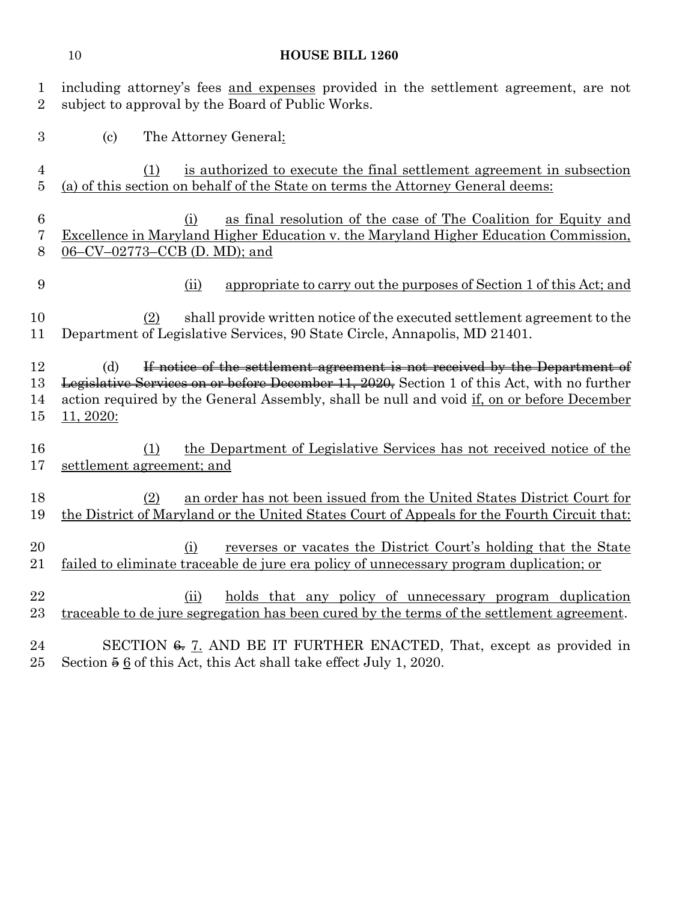including attorney's fees and expenses provided in the settlement agreement, are not subject to approval by the Board of Public Works.

(c) The Attorney General:

(1) is authorized to execute the final settlement agreement in subsection (a) of this section on behalf of the State on terms the Attorney General deems:

(i) as final resolution of the case of The Coalition for Equity and Excellence in Maryland Higher Education v. the Maryland Higher Education Commission, 06–CV–02773–CCB (D. MD); and

(ii) appropriate to carry out the purposes of Section 1 of this Act; and

(2) shall provide written notice of the executed settlement agreement to the Department of Legislative Services, 90 State Circle, Annapolis, MD 21401.

(d) ~~If notice of the settlement agreement is not received by the Department of Legislative Services on or before December 11, 2020,~~ Section 1 of this Act, with no further action required by the General Assembly, shall be null and void if, on or before December 11, 2020:

(1) the Department of Legislative Services has not received notice of the settlement agreement; and

(2) an order has not been issued from the United States District Court for the District of Maryland or the United States Court of Appeals for the Fourth Circuit that:

(i) reverses or vacates the District Court's holding that the State failed to eliminate traceable de jure era policy of unnecessary program duplication; or

(ii) holds that any policy of unnecessary program duplication traceable to de jure segregation has been cured by the terms of the settlement agreement.

SECTION ~~6.~~ 7. AND BE IT FURTHER ENACTED, That, except as provided in Section ~~5~~ 6 of this Act, this Act shall take effect July 1, 2020.